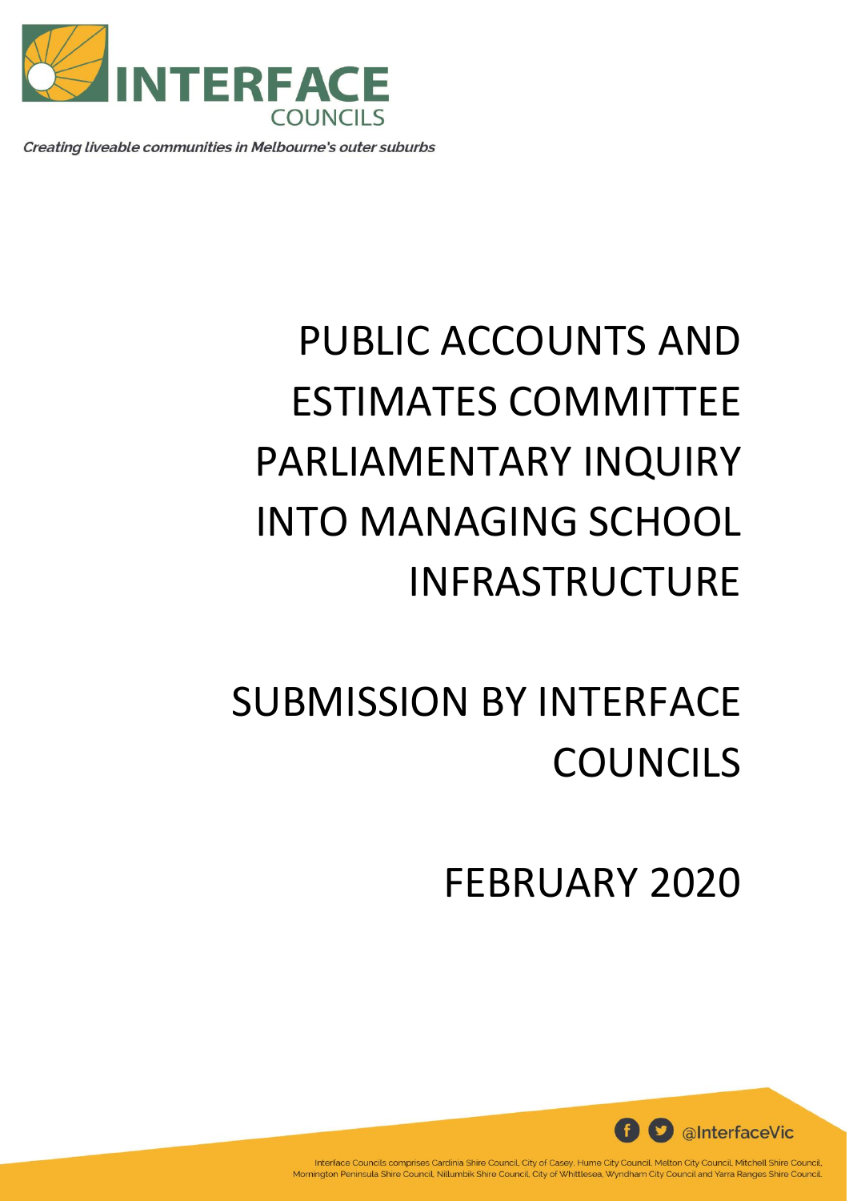INTERFACE COUNCILS

*Creating liveable communities in Melbourne's outer suburbs*

# PUBLIC ACCOUNTS AND ESTIMATES COMMITTEE PARLIAMENTARY INQUIRY INTO MANAGING SCHOOL INFRASTRUCTURE

# SUBMISSION BY INTERFACE COUNCILS

# FEBRUARY 2020

@InterfaceVic

Interface Councils comprises Cardinia Shire Council, City of Casey, Hume City Council, Melton City Council, Mitchell Shire Council, Mornington Peninsula Shire Council, Nillumbik Shire Council, City of Whittlesea, Wyndham City Council and Yarra Ranges Shire Council.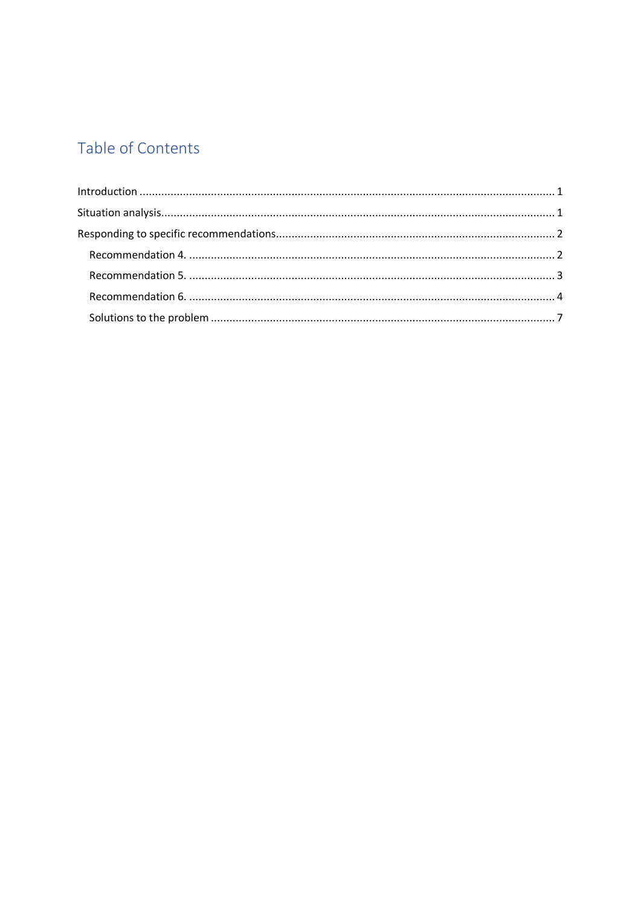# Table of Contents

Introduction ........................................................................................................................................ 1

Situation analysis................................................................................................................................ 1

Responding to specific recommendations.......................................................................................... 2

- Recommendation 4. ...................................................................................................................... 2
- Recommendation 5. ...................................................................................................................... 3
- Recommendation 6. ...................................................................................................................... 4
- Solutions to the problem ............................................................................................................... 7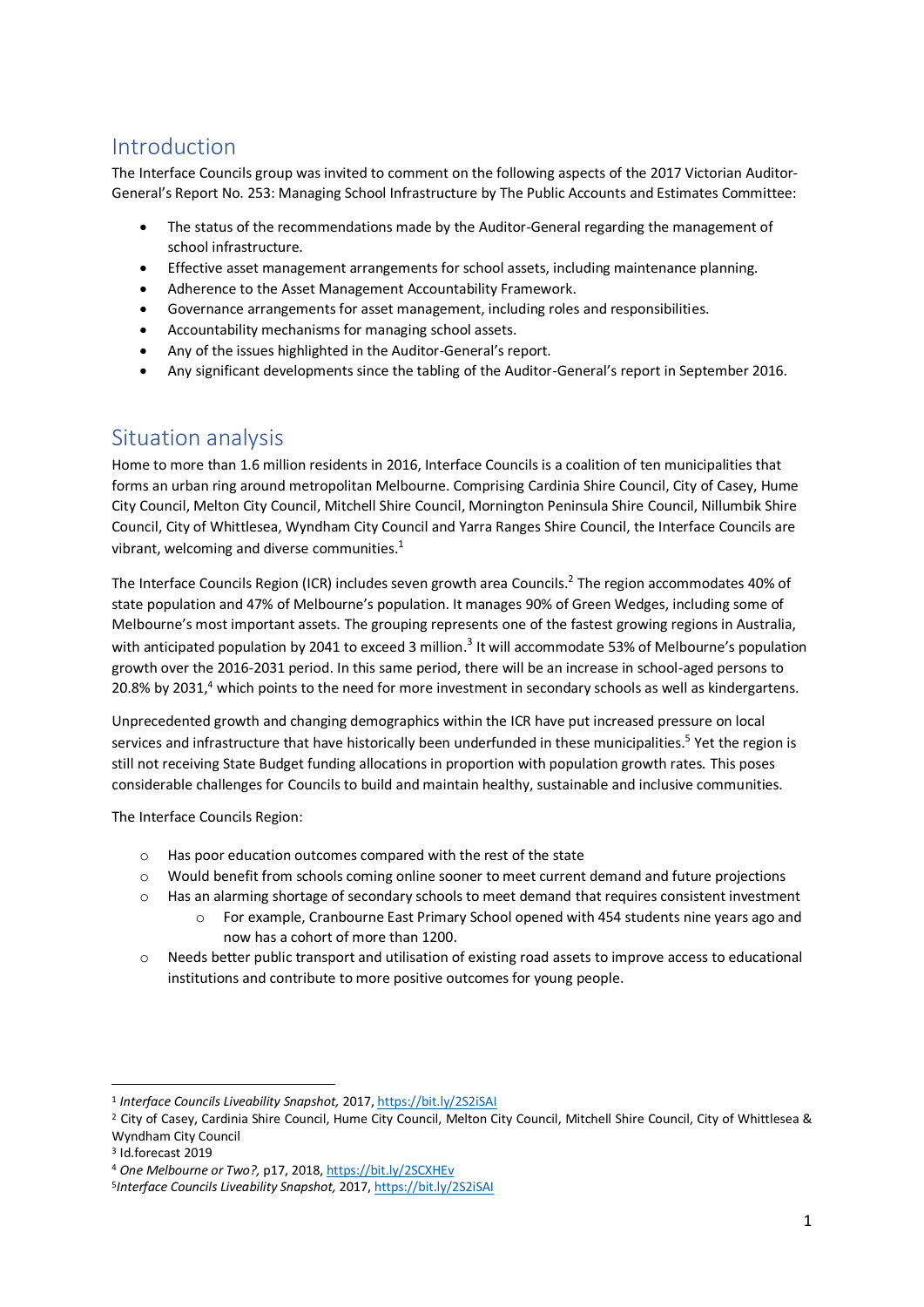## Introduction

The Interface Councils group was invited to comment on the following aspects of the 2017 Victorian Auditor-General's Report No. 253: Managing School Infrastructure by The Public Accounts and Estimates Committee:

- The status of the recommendations made by the Auditor-General regarding the management of school infrastructure.
- Effective asset management arrangements for school assets, including maintenance planning.
- Adherence to the Asset Management Accountability Framework.
- Governance arrangements for asset management, including roles and responsibilities.
- Accountability mechanisms for managing school assets.
- Any of the issues highlighted in the Auditor-General's report.
- Any significant developments since the tabling of the Auditor-General's report in September 2016.

## Situation analysis

Home to more than 1.6 million residents in 2016, Interface Councils is a coalition of ten municipalities that forms an urban ring around metropolitan Melbourne. Comprising Cardinia Shire Council, City of Casey, Hume City Council, Melton City Council, Mitchell Shire Council, Mornington Peninsula Shire Council, Nillumbik Shire Council, City of Whittlesea, Wyndham City Council and Yarra Ranges Shire Council, the Interface Councils are vibrant, welcoming and diverse communities.[1]

The Interface Councils Region (ICR) includes seven growth area Councils.[2] The region accommodates 40% of state population and 47% of Melbourne's population. It manages 90% of Green Wedges, including some of Melbourne's most important assets. The grouping represents one of the fastest growing regions in Australia, with anticipated population by 2041 to exceed 3 million.[3] It will accommodate 53% of Melbourne's population growth over the 2016-2031 period. In this same period, there will be an increase in school-aged persons to 20.8% by 2031,[4] which points to the need for more investment in secondary schools as well as kindergartens.

Unprecedented growth and changing demographics within the ICR have put increased pressure on local services and infrastructure that have historically been underfunded in these municipalities.[5] Yet the region is still not receiving State Budget funding allocations in proportion with population growth rates. This poses considerable challenges for Councils to build and maintain healthy, sustainable and inclusive communities.

The Interface Councils Region:

- Has poor education outcomes compared with the rest of the state
- Would benefit from schools coming online sooner to meet current demand and future projections
- Has an alarming shortage of secondary schools to meet demand that requires consistent investment
  - For example, Cranbourne East Primary School opened with 454 students nine years ago and now has a cohort of more than 1200.
- Needs better public transport and utilisation of existing road assets to improve access to educational institutions and contribute to more positive outcomes for young people.

---

[1] *Interface Councils Liveability Snapshot,* 2017, https://bit.ly/2S2iSAI

[2] City of Casey, Cardinia Shire Council, Hume City Council, Melton City Council, Mitchell Shire Council, City of Whittlesea & Wyndham City Council

[3] Id.forecast 2019

[4] *One Melbourne or Two?,* p17, 2018, https://bit.ly/2SCXHEv

[5] *Interface Councils Liveability Snapshot,* 2017, https://bit.ly/2S2iSAI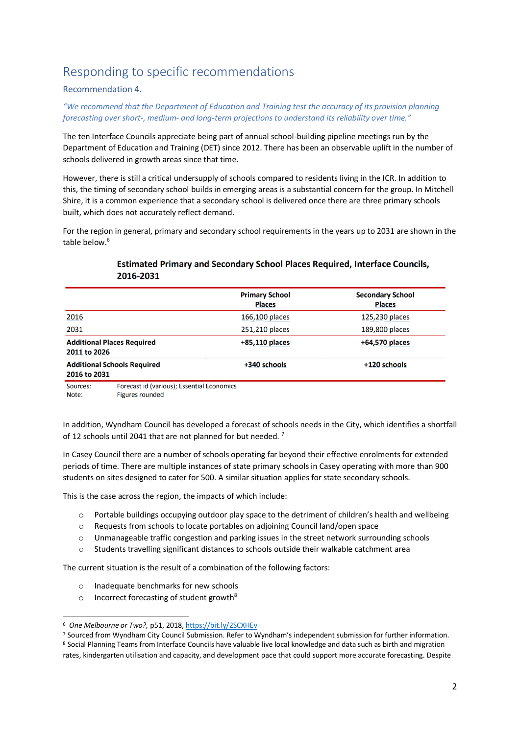## Responding to specific recommendations

### Recommendation 4.

*"We recommend that the Department of Education and Training test the accuracy of its provision planning forecasting over short-, medium- and long-term projections to understand its reliability over time."*

The ten Interface Councils appreciate being part of annual school-building pipeline meetings run by the Department of Education and Training (DET) since 2012. There has been an observable uplift in the number of schools delivered in growth areas since that time.

However, there is still a critical undersupply of schools compared to residents living in the ICR. In addition to this, the timing of secondary school builds in emerging areas is a substantial concern for the group. In Mitchell Shire, it is a common experience that a secondary school is delivered once there are three primary schools built, which does not accurately reflect demand.

For the region in general, primary and secondary school requirements in the years up to 2031 are shown in the table below.[6]

**Estimated Primary and Secondary School Places Required, Interface Councils, 2016-2031**

| | Primary School Places | Secondary School Places |
|---|---|---|
| 2016 | 166,100 places | 125,230 places |
| 2031 | 251,210 places | 189,800 places |
| **Additional Places Required 2011 to 2026** | **+85,110 places** | **+64,570 places** |
| **Additional Schools Required 2016 to 2031** | **+340 schools** | **+120 schools** |

Sources: Forecast id (various); Essential Economics
Note: Figures rounded

In addition, Wyndham Council has developed a forecast of schools needs in the City, which identifies a shortfall of 12 schools until 2041 that are not planned for but needed. [7]

In Casey Council there are a number of schools operating far beyond their effective enrolments for extended periods of time. There are multiple instances of state primary schools in Casey operating with more than 900 students on sites designed to cater for 500. A similar situation applies for state secondary schools.

This is the case across the region, the impacts of which include:

- Portable buildings occupying outdoor play space to the detriment of children's health and wellbeing
- Requests from schools to locate portables on adjoining Council land/open space
- Unmanageable traffic congestion and parking issues in the street network surrounding schools
- Students travelling significant distances to schools outside their walkable catchment area

The current situation is the result of a combination of the following factors:

- Inadequate benchmarks for new schools
- Incorrect forecasting of student growth[8]

---

[6] *One Melbourne or Two?,* p51, 2018, https://bit.ly/2SCXHEv

[7] Sourced from Wyndham City Council Submission. Refer to Wyndham's independent submission for further information.

[8] Social Planning Teams from Interface Councils have valuable live local knowledge and data such as birth and migration rates, kindergarten utilisation and capacity, and development pace that could support more accurate forecasting. Despite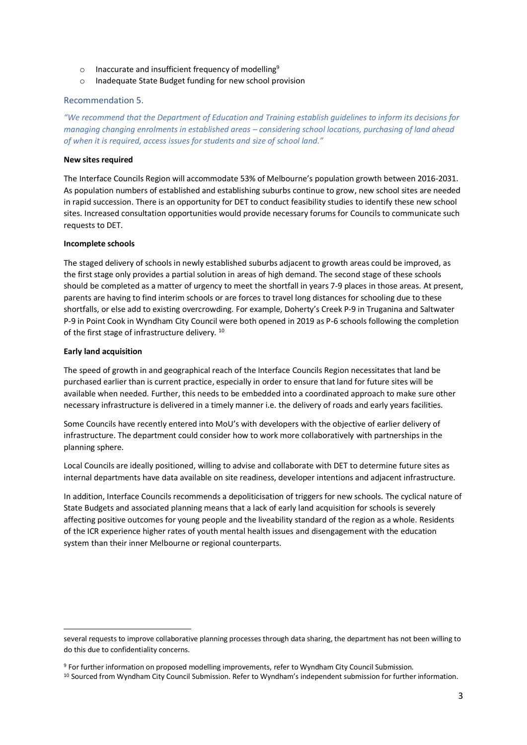- Inaccurate and insufficient frequency of modelling[9]
- Inadequate State Budget funding for new school provision

### Recommendation 5.

*"We recommend that the Department of Education and Training establish guidelines to inform its decisions for managing changing enrolments in established areas – considering school locations, purchasing of land ahead of when it is required, access issues for students and size of school land."*

**New sites required**

The Interface Councils Region will accommodate 53% of Melbourne's population growth between 2016-2031. As population numbers of established and establishing suburbs continue to grow, new school sites are needed in rapid succession. There is an opportunity for DET to conduct feasibility studies to identify these new school sites. Increased consultation opportunities would provide necessary forums for Councils to communicate such requests to DET.

**Incomplete schools**

The staged delivery of schools in newly established suburbs adjacent to growth areas could be improved, as the first stage only provides a partial solution in areas of high demand. The second stage of these schools should be completed as a matter of urgency to meet the shortfall in years 7-9 places in those areas. At present, parents are having to find interim schools or are forces to travel long distances for schooling due to these shortfalls, or else add to existing overcrowding. For example, Doherty's Creek P-9 in Truganina and Saltwater P-9 in Point Cook in Wyndham City Council were both opened in 2019 as P-6 schools following the completion of the first stage of infrastructure delivery. [10]

**Early land acquisition**

The speed of growth in and geographical reach of the Interface Councils Region necessitates that land be purchased earlier than is current practice, especially in order to ensure that land for future sites will be available when needed. Further, this needs to be embedded into a coordinated approach to make sure other necessary infrastructure is delivered in a timely manner i.e. the delivery of roads and early years facilities.

Some Councils have recently entered into MoU's with developers with the objective of earlier delivery of infrastructure. The department could consider how to work more collaboratively with partnerships in the planning sphere.

Local Councils are ideally positioned, willing to advise and collaborate with DET to determine future sites as internal departments have data available on site readiness, developer intentions and adjacent infrastructure.

In addition, Interface Councils recommends a depoliticisation of triggers for new schools. The cyclical nature of State Budgets and associated planning means that a lack of early land acquisition for schools is severely affecting positive outcomes for young people and the liveability standard of the region as a whole. Residents of the ICR experience higher rates of youth mental health issues and disengagement with the education system than their inner Melbourne or regional counterparts.

---

several requests to improve collaborative planning processes through data sharing, the department has not been willing to do this due to confidentiality concerns.

[9] For further information on proposed modelling improvements, refer to Wyndham City Council Submission.

[10] Sourced from Wyndham City Council Submission. Refer to Wyndham's independent submission for further information.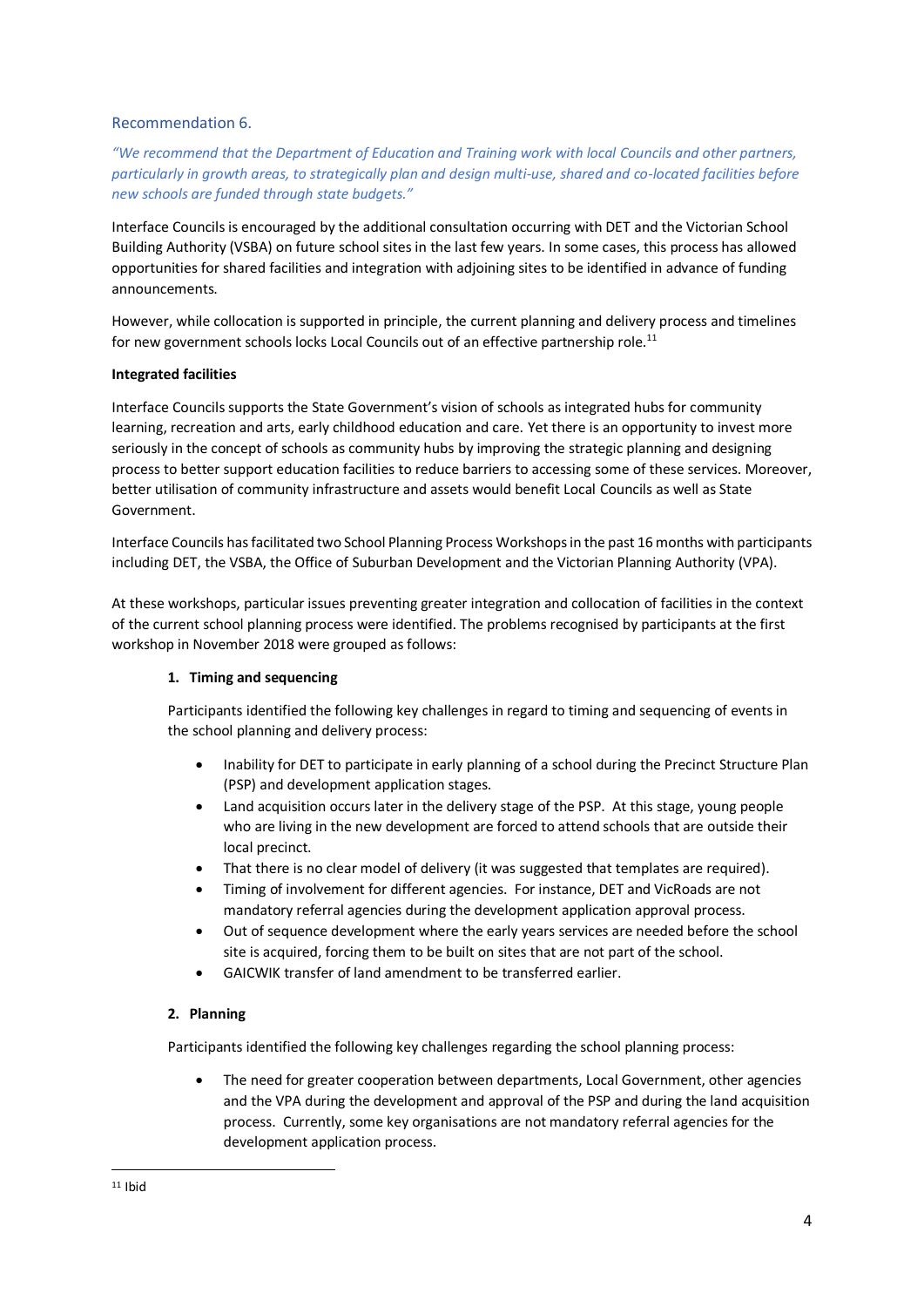### Recommendation 6.

*"We recommend that the Department of Education and Training work with local Councils and other partners, particularly in growth areas, to strategically plan and design multi-use, shared and co-located facilities before new schools are funded through state budgets."*

Interface Councils is encouraged by the additional consultation occurring with DET and the Victorian School Building Authority (VSBA) on future school sites in the last few years. In some cases, this process has allowed opportunities for shared facilities and integration with adjoining sites to be identified in advance of funding announcements.

However, while collocation is supported in principle, the current planning and delivery process and timelines for new government schools locks Local Councils out of an effective partnership role.[11]

**Integrated facilities**

Interface Councils supports the State Government's vision of schools as integrated hubs for community learning, recreation and arts, early childhood education and care. Yet there is an opportunity to invest more seriously in the concept of schools as community hubs by improving the strategic planning and designing process to better support education facilities to reduce barriers to accessing some of these services. Moreover, better utilisation of community infrastructure and assets would benefit Local Councils as well as State Government.

Interface Councils has facilitated two School Planning Process Workshops in the past 16 months with participants including DET, the VSBA, the Office of Suburban Development and the Victorian Planning Authority (VPA).

At these workshops, particular issues preventing greater integration and collocation of facilities in the context of the current school planning process were identified. The problems recognised by participants at the first workshop in November 2018 were grouped as follows:

1. **Timing and sequencing**

   Participants identified the following key challenges in regard to timing and sequencing of events in the school planning and delivery process:

   - Inability for DET to participate in early planning of a school during the Precinct Structure Plan (PSP) and development application stages.
   - Land acquisition occurs later in the delivery stage of the PSP. At this stage, young people who are living in the new development are forced to attend schools that are outside their local precinct.
   - That there is no clear model of delivery (it was suggested that templates are required).
   - Timing of involvement for different agencies. For instance, DET and VicRoads are not mandatory referral agencies during the development application approval process.
   - Out of sequence development where the early years services are needed before the school site is acquired, forcing them to be built on sites that are not part of the school.
   - GAICWIK transfer of land amendment to be transferred earlier.

2. **Planning**

   Participants identified the following key challenges regarding the school planning process:

   - The need for greater cooperation between departments, Local Government, other agencies and the VPA during the development and approval of the PSP and during the land acquisition process. Currently, some key organisations are not mandatory referral agencies for the development application process.

[11] Ibid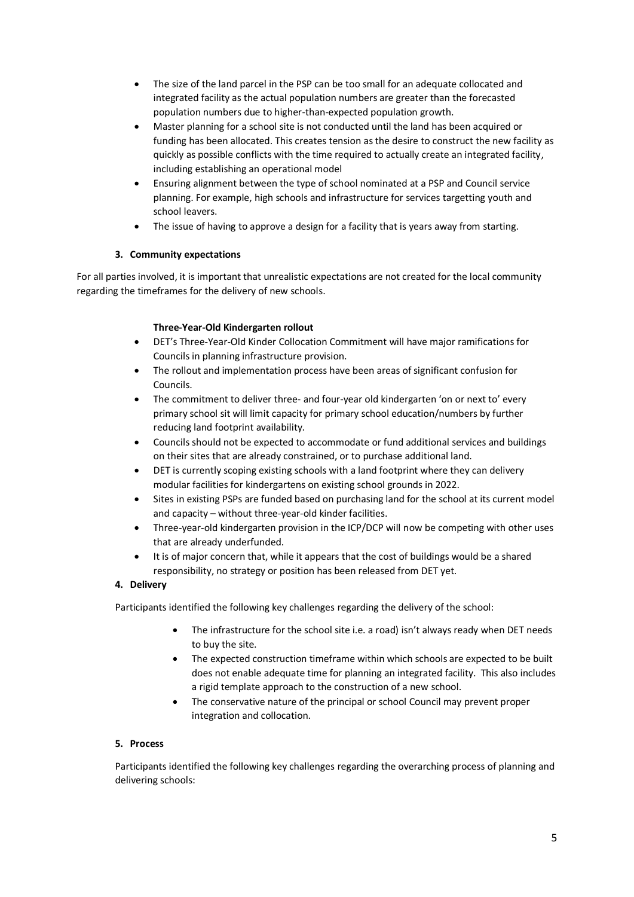- The size of the land parcel in the PSP can be too small for an adequate collocated and integrated facility as the actual population numbers are greater than the forecasted population numbers due to higher-than-expected population growth.
- Master planning for a school site is not conducted until the land has been acquired or funding has been allocated. This creates tension as the desire to construct the new facility as quickly as possible conflicts with the time required to actually create an integrated facility, including establishing an operational model
- Ensuring alignment between the type of school nominated at a PSP and Council service planning. For example, high schools and infrastructure for services targetting youth and school leavers.
- The issue of having to approve a design for a facility that is years away from starting.

**3. Community expectations**

For all parties involved, it is important that unrealistic expectations are not created for the local community regarding the timeframes for the delivery of new schools.

**Three-Year-Old Kindergarten rollout**

- DET's Three-Year-Old Kinder Collocation Commitment will have major ramifications for Councils in planning infrastructure provision.
- The rollout and implementation process have been areas of significant confusion for Councils.
- The commitment to deliver three- and four-year old kindergarten 'on or next to' every primary school sit will limit capacity for primary school education/numbers by further reducing land footprint availability.
- Councils should not be expected to accommodate or fund additional services and buildings on their sites that are already constrained, or to purchase additional land.
- DET is currently scoping existing schools with a land footprint where they can delivery modular facilities for kindergartens on existing school grounds in 2022.
- Sites in existing PSPs are funded based on purchasing land for the school at its current model and capacity – without three-year-old kinder facilities.
- Three-year-old kindergarten provision in the ICP/DCP will now be competing with other uses that are already underfunded.
- It is of major concern that, while it appears that the cost of buildings would be a shared responsibility, no strategy or position has been released from DET yet.

**4. Delivery**

Participants identified the following key challenges regarding the delivery of the school:

- The infrastructure for the school site i.e. a road) isn't always ready when DET needs to buy the site.
- The expected construction timeframe within which schools are expected to be built does not enable adequate time for planning an integrated facility. This also includes a rigid template approach to the construction of a new school.
- The conservative nature of the principal or school Council may prevent proper integration and collocation.

**5. Process**

Participants identified the following key challenges regarding the overarching process of planning and delivering schools: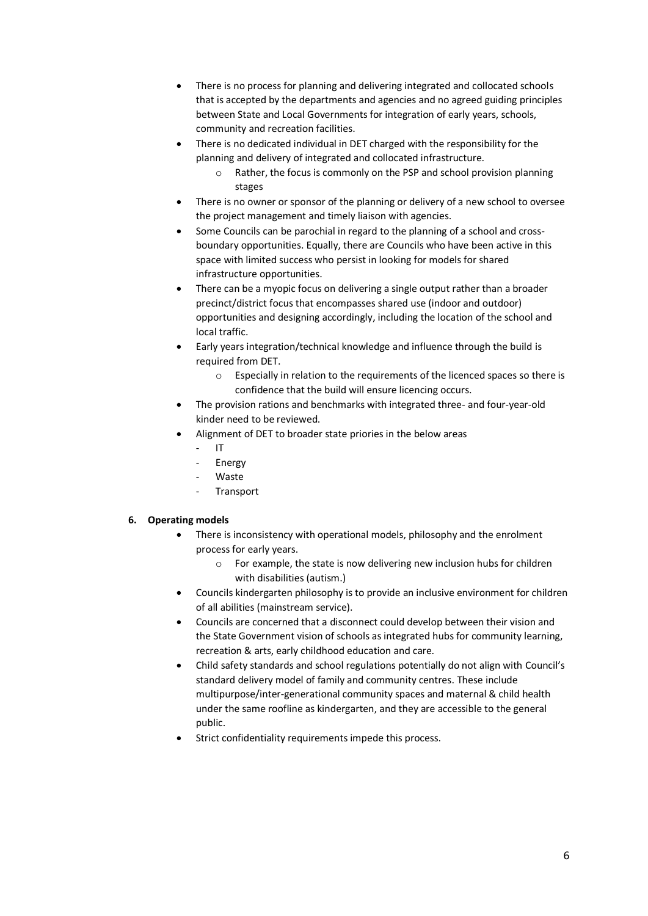- There is no process for planning and delivering integrated and collocated schools that is accepted by the departments and agencies and no agreed guiding principles between State and Local Governments for integration of early years, schools, community and recreation facilities.
- There is no dedicated individual in DET charged with the responsibility for the planning and delivery of integrated and collocated infrastructure.
    - Rather, the focus is commonly on the PSP and school provision planning stages
- There is no owner or sponsor of the planning or delivery of a new school to oversee the project management and timely liaison with agencies.
- Some Councils can be parochial in regard to the planning of a school and cross-boundary opportunities. Equally, there are Councils who have been active in this space with limited success who persist in looking for models for shared infrastructure opportunities.
- There can be a myopic focus on delivering a single output rather than a broader precinct/district focus that encompasses shared use (indoor and outdoor) opportunities and designing accordingly, including the location of the school and local traffic.
- Early years integration/technical knowledge and influence through the build is required from DET.
    - Especially in relation to the requirements of the licenced spaces so there is confidence that the build will ensure licencing occurs.
- The provision rations and benchmarks with integrated three- and four-year-old kinder need to be reviewed.
- Alignment of DET to broader state priories in the below areas
    - IT
    - Energy
    - Waste
    - Transport

**6. Operating models**

- There is inconsistency with operational models, philosophy and the enrolment process for early years.
    - For example, the state is now delivering new inclusion hubs for children with disabilities (autism.)
- Councils kindergarten philosophy is to provide an inclusive environment for children of all abilities (mainstream service).
- Councils are concerned that a disconnect could develop between their vision and the State Government vision of schools as integrated hubs for community learning, recreation & arts, early childhood education and care.
- Child safety standards and school regulations potentially do not align with Council's standard delivery model of family and community centres. These include multipurpose/inter-generational community spaces and maternal & child health under the same roofline as kindergarten, and they are accessible to the general public.
- Strict confidentiality requirements impede this process.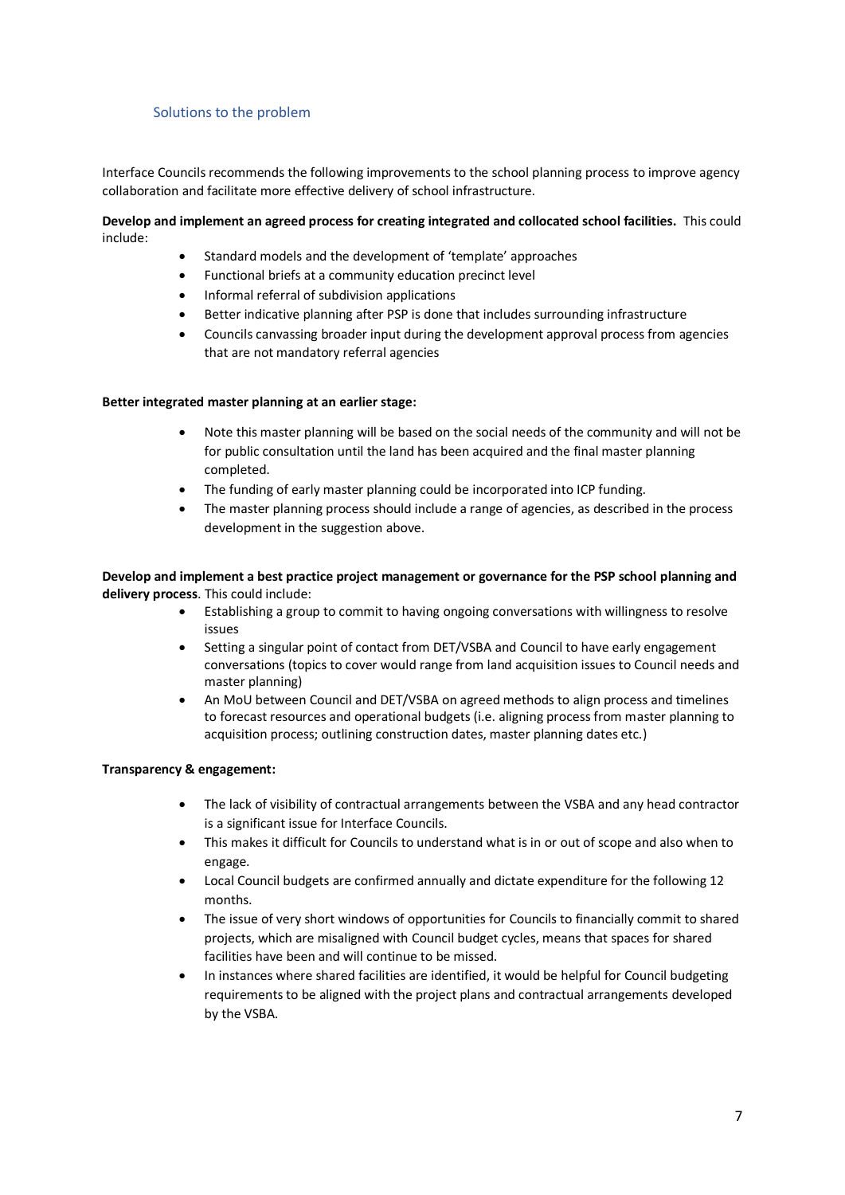## Solutions to the problem

Interface Councils recommends the following improvements to the school planning process to improve agency collaboration and facilitate more effective delivery of school infrastructure.

**Develop and implement an agreed process for creating integrated and collocated school facilities.** This could include:

- Standard models and the development of 'template' approaches
- Functional briefs at a community education precinct level
- Informal referral of subdivision applications
- Better indicative planning after PSP is done that includes surrounding infrastructure
- Councils canvassing broader input during the development approval process from agencies that are not mandatory referral agencies

**Better integrated master planning at an earlier stage:**

- Note this master planning will be based on the social needs of the community and will not be for public consultation until the land has been acquired and the final master planning completed.
- The funding of early master planning could be incorporated into ICP funding.
- The master planning process should include a range of agencies, as described in the process development in the suggestion above.

**Develop and implement a best practice project management or governance for the PSP school planning and delivery process**. This could include:

- Establishing a group to commit to having ongoing conversations with willingness to resolve issues
- Setting a singular point of contact from DET/VSBA and Council to have early engagement conversations (topics to cover would range from land acquisition issues to Council needs and master planning)
- An MoU between Council and DET/VSBA on agreed methods to align process and timelines to forecast resources and operational budgets (i.e. aligning process from master planning to acquisition process; outlining construction dates, master planning dates etc.)

**Transparency & engagement:**

- The lack of visibility of contractual arrangements between the VSBA and any head contractor is a significant issue for Interface Councils.
- This makes it difficult for Councils to understand what is in or out of scope and also when to engage.
- Local Council budgets are confirmed annually and dictate expenditure for the following 12 months.
- The issue of very short windows of opportunities for Councils to financially commit to shared projects, which are misaligned with Council budget cycles, means that spaces for shared facilities have been and will continue to be missed.
- In instances where shared facilities are identified, it would be helpful for Council budgeting requirements to be aligned with the project plans and contractual arrangements developed by the VSBA.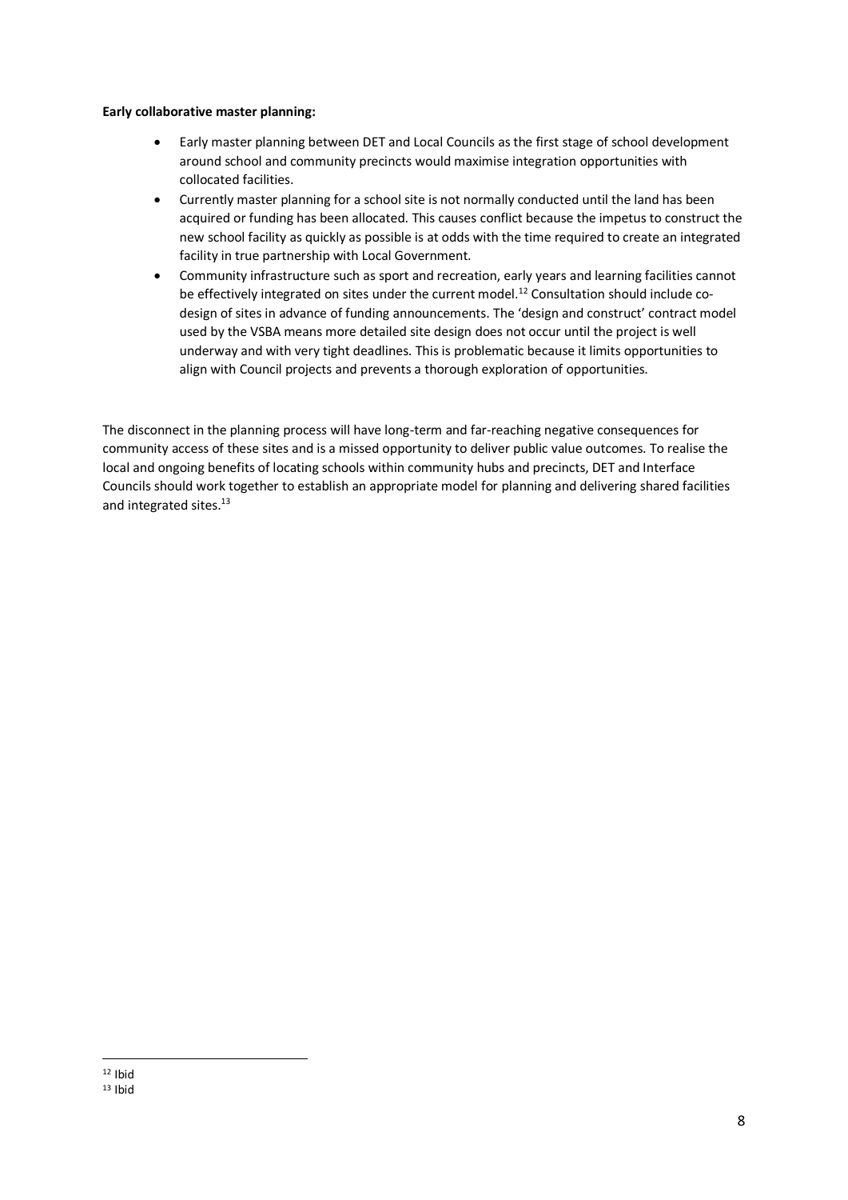**Early collaborative master planning:**

- Early master planning between DET and Local Councils as the first stage of school development around school and community precincts would maximise integration opportunities with collocated facilities.
- Currently master planning for a school site is not normally conducted until the land has been acquired or funding has been allocated. This causes conflict because the impetus to construct the new school facility as quickly as possible is at odds with the time required to create an integrated facility in true partnership with Local Government.
- Community infrastructure such as sport and recreation, early years and learning facilities cannot be effectively integrated on sites under the current model.[12] Consultation should include co-design of sites in advance of funding announcements. The 'design and construct' contract model used by the VSBA means more detailed site design does not occur until the project is well underway and with very tight deadlines. This is problematic because it limits opportunities to align with Council projects and prevents a thorough exploration of opportunities.

The disconnect in the planning process will have long-term and far-reaching negative consequences for community access of these sites and is a missed opportunity to deliver public value outcomes. To realise the local and ongoing benefits of locating schools within community hubs and precincts, DET and Interface Councils should work together to establish an appropriate model for planning and delivering shared facilities and integrated sites.[13]

---

[12] Ibid

[13] Ibid